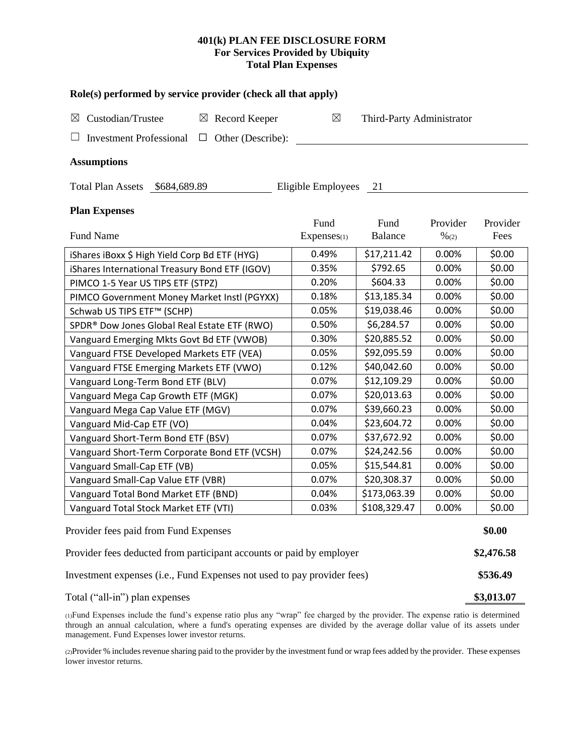# 401(k) PLAN FEE DISCLOSURE FORM
## For Services Provided by Ubiquity
## Total Plan Expenses

### Role(s) performed by service provider (check all that apply)

☒ Custodian/Trustee ☒ Record Keeper ☒ Third-Party Administrator

☐ Investment Professional ☐ Other (Describe): ______

### Assumptions

Total Plan Assets $684,689.89 Eligible Employees 21

### Plan Expenses

| Fund Name | Fund Expenses(1) | Fund Balance | Provider %(2) | Provider Fees |
|---|---|---|---|---|
| iShares iBoxx $ High Yield Corp Bd ETF (HYG) | 0.49% | $17,211.42 | 0.00% | $0.00 |
| iShares International Treasury Bond ETF (IGOV) | 0.35% | $792.65 | 0.00% | $0.00 |
| PIMCO 1-5 Year US TIPS ETF (STPZ) | 0.20% | $604.33 | 0.00% | $0.00 |
| PIMCO Government Money Market Instl (PGYXX) | 0.18% | $13,185.34 | 0.00% | $0.00 |
| Schwab US TIPS ETF™ (SCHP) | 0.05% | $19,038.46 | 0.00% | $0.00 |
| SPDR® Dow Jones Global Real Estate ETF (RWO) | 0.50% | $6,284.57 | 0.00% | $0.00 |
| Vanguard Emerging Mkts Govt Bd ETF (VWOB) | 0.30% | $20,885.52 | 0.00% | $0.00 |
| Vanguard FTSE Developed Markets ETF (VEA) | 0.05% | $92,095.59 | 0.00% | $0.00 |
| Vanguard FTSE Emerging Markets ETF (VWO) | 0.12% | $40,042.60 | 0.00% | $0.00 |
| Vanguard Long-Term Bond ETF (BLV) | 0.07% | $12,109.29 | 0.00% | $0.00 |
| Vanguard Mega Cap Growth ETF (MGK) | 0.07% | $20,013.63 | 0.00% | $0.00 |
| Vanguard Mega Cap Value ETF (MGV) | 0.07% | $39,660.23 | 0.00% | $0.00 |
| Vanguard Mid-Cap ETF (VO) | 0.04% | $23,604.72 | 0.00% | $0.00 |
| Vanguard Short-Term Bond ETF (BSV) | 0.07% | $37,672.92 | 0.00% | $0.00 |
| Vanguard Short-Term Corporate Bond ETF (VCSH) | 0.07% | $24,242.56 | 0.00% | $0.00 |
| Vanguard Small-Cap ETF (VB) | 0.05% | $15,544.81 | 0.00% | $0.00 |
| Vanguard Small-Cap Value ETF (VBR) | 0.07% | $20,308.37 | 0.00% | $0.00 |
| Vanguard Total Bond Market ETF (BND) | 0.04% | $173,063.39 | 0.00% | $0.00 |
| Vanguard Total Stock Market ETF (VTI) | 0.03% | $108,329.47 | 0.00% | $0.00 |

| | |
|---|---|
| Provider fees paid from Fund Expenses | **$0.00** |
| Provider fees deducted from participant accounts or paid by employer | **$2,476.58** |
| Investment expenses (i.e., Fund Expenses not used to pay provider fees) | **$536.49** |
| Total ("all-in") plan expenses | **$3,013.07** |

(1)Fund Expenses include the fund's expense ratio plus any "wrap" fee charged by the provider. The expense ratio is determined through an annual calculation, where a fund's operating expenses are divided by the average dollar value of its assets under management. Fund Expenses lower investor returns.

(2)Provider % includes revenue sharing paid to the provider by the investment fund or wrap fees added by the provider. These expenses lower investor returns.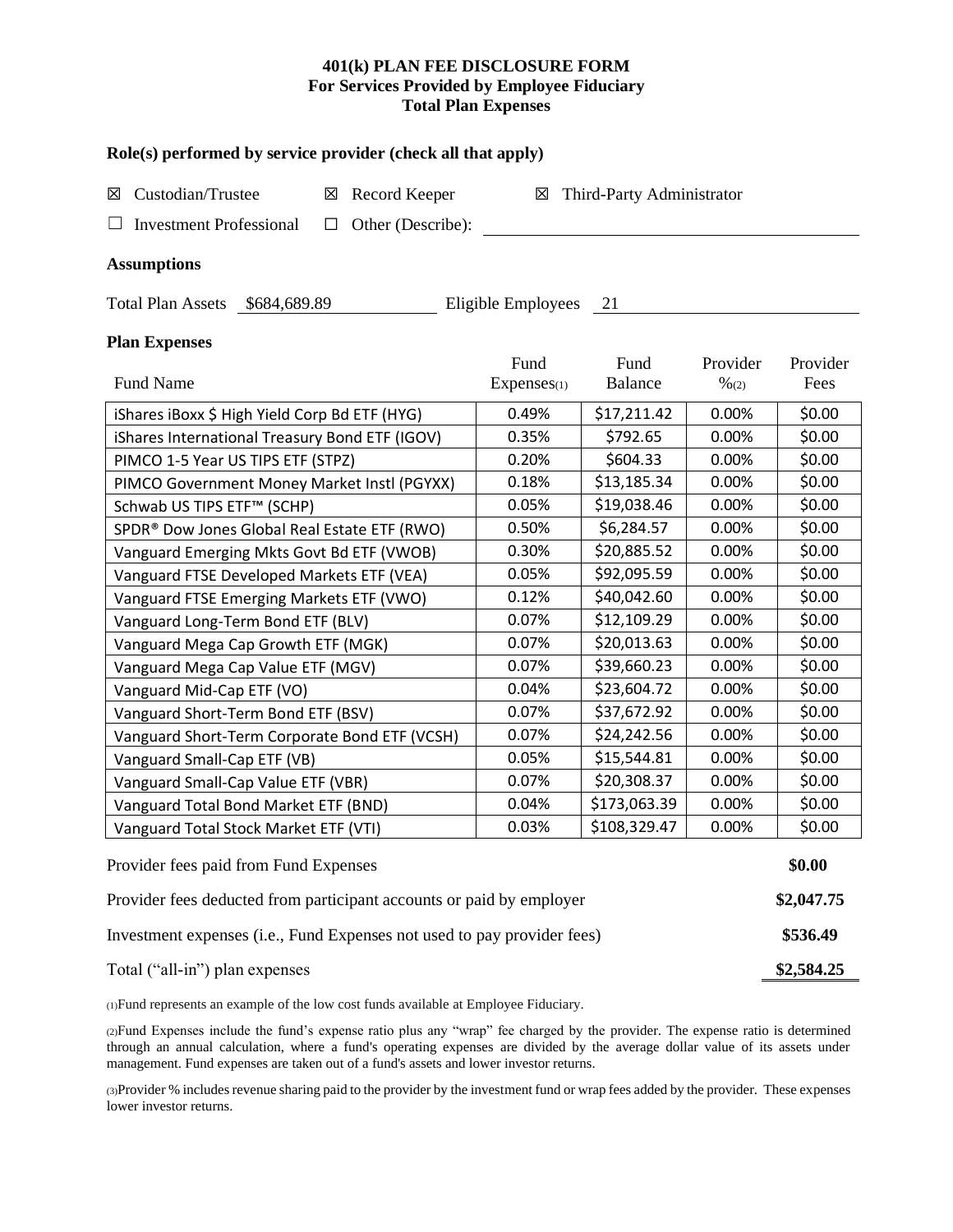**401(k) PLAN FEE DISCLOSURE FORM**
**For Services Provided by Employee Fiduciary**
**Total Plan Expenses**

**Role(s) performed by service provider (check all that apply)**

☒ Custodian/Trustee ☒ Record Keeper ☒ Third-Party Administrator

☐ Investment Professional ☐ Other (Describe): ______________________

**Assumptions**

Total Plan Assets $684,689.89 Eligible Employees 21

**Plan Expenses**

| Fund Name | Fund Expenses(1) | Fund Balance | Provider %(2) | Provider Fees |
|---|---|---|---|---|
| iShares iBoxx $ High Yield Corp Bd ETF (HYG) | 0.49% | $17,211.42 | 0.00% | $0.00 |
| iShares International Treasury Bond ETF (IGOV) | 0.35% | $792.65 | 0.00% | $0.00 |
| PIMCO 1-5 Year US TIPS ETF (STPZ) | 0.20% | $604.33 | 0.00% | $0.00 |
| PIMCO Government Money Market Instl (PGYXX) | 0.18% | $13,185.34 | 0.00% | $0.00 |
| Schwab US TIPS ETF™ (SCHP) | 0.05% | $19,038.46 | 0.00% | $0.00 |
| SPDR® Dow Jones Global Real Estate ETF (RWO) | 0.50% | $6,284.57 | 0.00% | $0.00 |
| Vanguard Emerging Mkts Govt Bd ETF (VWOB) | 0.30% | $20,885.52 | 0.00% | $0.00 |
| Vanguard FTSE Developed Markets ETF (VEA) | 0.05% | $92,095.59 | 0.00% | $0.00 |
| Vanguard FTSE Emerging Markets ETF (VWO) | 0.12% | $40,042.60 | 0.00% | $0.00 |
| Vanguard Long-Term Bond ETF (BLV) | 0.07% | $12,109.29 | 0.00% | $0.00 |
| Vanguard Mega Cap Growth ETF (MGK) | 0.07% | $20,013.63 | 0.00% | $0.00 |
| Vanguard Mega Cap Value ETF (MGV) | 0.07% | $39,660.23 | 0.00% | $0.00 |
| Vanguard Mid-Cap ETF (VO) | 0.04% | $23,604.72 | 0.00% | $0.00 |
| Vanguard Short-Term Bond ETF (BSV) | 0.07% | $37,672.92 | 0.00% | $0.00 |
| Vanguard Short-Term Corporate Bond ETF (VCSH) | 0.07% | $24,242.56 | 0.00% | $0.00 |
| Vanguard Small-Cap ETF (VB) | 0.05% | $15,544.81 | 0.00% | $0.00 |
| Vanguard Small-Cap Value ETF (VBR) | 0.07% | $20,308.37 | 0.00% | $0.00 |
| Vanguard Total Bond Market ETF (BND) | 0.04% | $173,063.39 | 0.00% | $0.00 |
| Vanguard Total Stock Market ETF (VTI) | 0.03% | $108,329.47 | 0.00% | $0.00 |

| | |
|---|---|
| Provider fees paid from Fund Expenses | **$0.00** |
| Provider fees deducted from participant accounts or paid by employer | **$2,047.75** |
| Investment expenses (i.e., Fund Expenses not used to pay provider fees) | **$536.49** |
| Total ("all-in") plan expenses | **$2,584.25** |

(1)Fund represents an example of the low cost funds available at Employee Fiduciary.

(2)Fund Expenses include the fund's expense ratio plus any "wrap" fee charged by the provider. The expense ratio is determined through an annual calculation, where a fund's operating expenses are divided by the average dollar value of its assets under management. Fund expenses are taken out of a fund's assets and lower investor returns.

(3)Provider % includes revenue sharing paid to the provider by the investment fund or wrap fees added by the provider. These expenses lower investor returns.